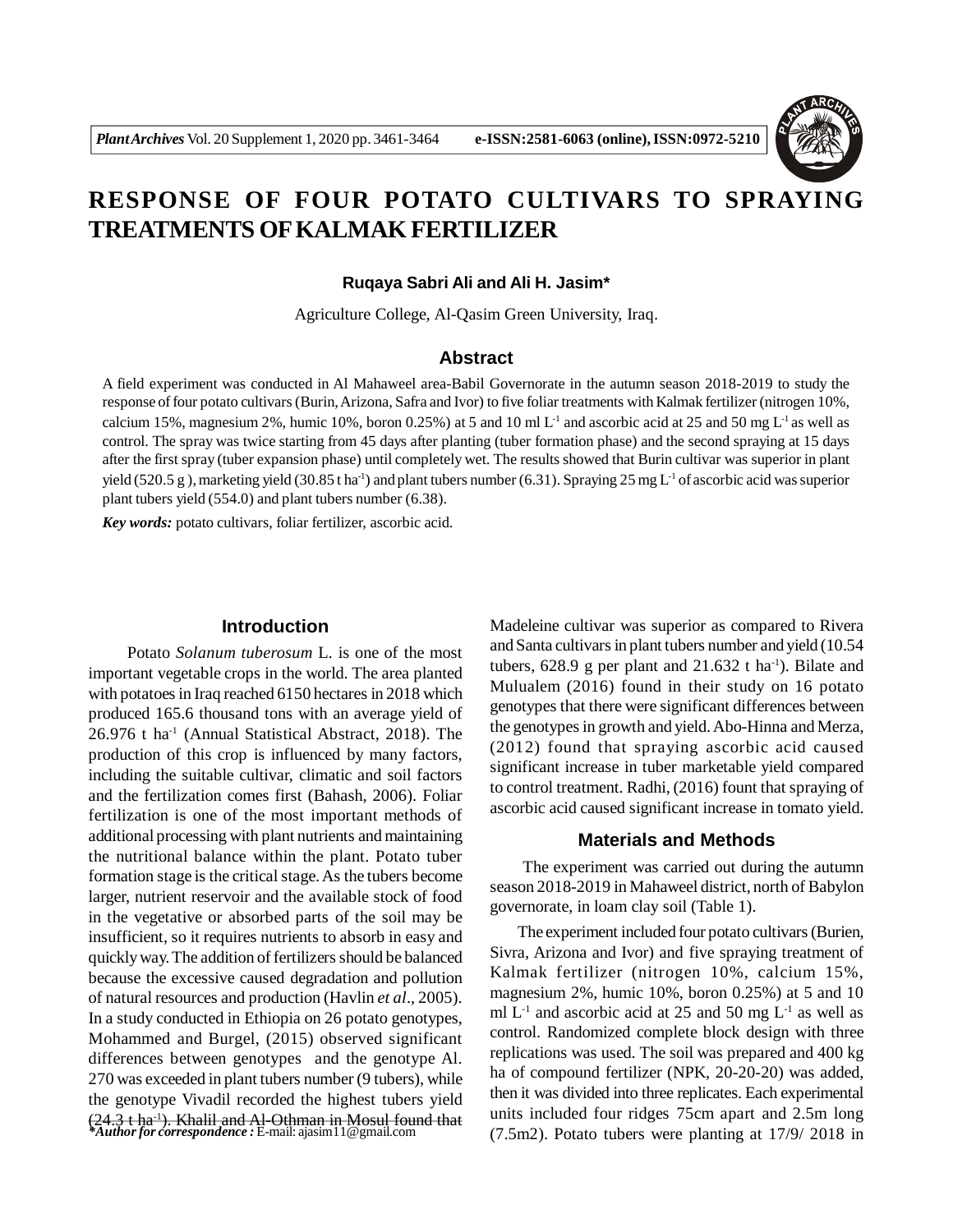# RESPONSE OF FOUR POTATO CULTIVARS TO SPRAYING TREATMENTS OF KALMAK FERTILIZER

**Ruqaya Sabri Ali and Ali H. Jasim***

Agriculture College, Al-Qasim Green University, Iraq.

## Abstract

A field experiment was conducted in Al Mahaweel area-Babil Governorate in the autumn season 2018-2019 to study the response of four potato cultivars (Burin, Arizona, Safra and Ivor) to five foliar treatments with Kalmak fertilizer (nitrogen 10%, calcium 15%, magnesium 2%, humic 10%, boron 0.25%) at 5 and 10 ml $L^{-1}$ and ascorbic acid at 25 and 50 mg $L^{-1}$ as well as control. The spray was twice starting from 45 days after planting (tuber formation phase) and the second spraying at 15 days after the first spray (tuber expansion phase) until completely wet. The results showed that Burin cultivar was superior in plant yield (520.5 g ), marketing yield (30.85 t $ha^{-1}$) and plant tubers number (6.31). Spraying 25 mg $L^{-1}$ of ascorbic acid was superior plant tubers yield (554.0) and plant tubers number (6.38).

***Key words:*** potato cultivars, foliar fertilizer, ascorbic acid.

## Introduction

Potato *Solanum tuberosum* L. is one of the most important vegetable crops in the world. The area planted with potatoes in Iraq reached 6150 hectares in 2018 which produced 165.6 thousand tons with an average yield of 26.976 t $ha^{-1}$ (Annual Statistical Abstract, 2018). The production of this crop is influenced by many factors, including the suitable cultivar, climatic and soil factors and the fertilization comes first (Bahash, 2006). Foliar fertilization is one of the most important methods of additional processing with plant nutrients and maintaining the nutritional balance within the plant. Potato tuber formation stage is the critical stage. As the tubers become larger, nutrient reservoir and the available stock of food in the vegetative or absorbed parts of the soil may be insufficient, so it requires nutrients to absorb in easy and quickly way. The addition of fertilizers should be balanced because the excessive caused degradation and pollution of natural resources and production (Havlin *et al*., 2005). In a study conducted in Ethiopia on 26 potato genotypes, Mohammed and Burgel, (2015) observed significant differences between genotypes and the genotype Al. 270 was exceeded in plant tubers number (9 tubers), while the genotype Vivadil recorded the highest tubers yield (24.3 t $ha^{-1}$). Khalil and Al-Othman in Mosul found that Madeleine cultivar was superior as compared to Rivera and Santa cultivars in plant tubers number and yield (10.54 tubers, 628.9 g per plant and 21.632 t $ha^{-1}$). Bilate and Mulualem (2016) found in their study on 16 potato genotypes that there were significant differences between the genotypes in growth and yield. Abo-Hinna and Merza, (2012) found that spraying ascorbic acid caused significant increase in tuber marketable yield compared to control treatment. Radhi, (2016) fount that spraying of ascorbic acid caused significant increase in tomato yield.

***Author for correspondence :** E-mail: ajasim11@gmail.com

## Materials and Methods

The experiment was carried out during the autumn season 2018-2019 in Mahaweel district, north of Babylon governorate, in loam clay soil (Table 1).

The experiment included four potato cultivars (Burien, Sivra, Arizona and Ivor) and five spraying treatment of Kalmak fertilizer (nitrogen 10%, calcium 15%, magnesium 2%, humic 10%, boron 0.25%) at 5 and 10 ml $L^{-1}$ and ascorbic acid at 25 and 50 mg $L^{-1}$ as well as control. Randomized complete block design with three replications was used. The soil was prepared and 400 kg ha of compound fertilizer (NPK, 20-20-20) was added, then it was divided into three replicates. Each experimental units included four ridges 75cm apart and 2.5m long (7.5m2). Potato tubers were planting at 17/9/ 2018 in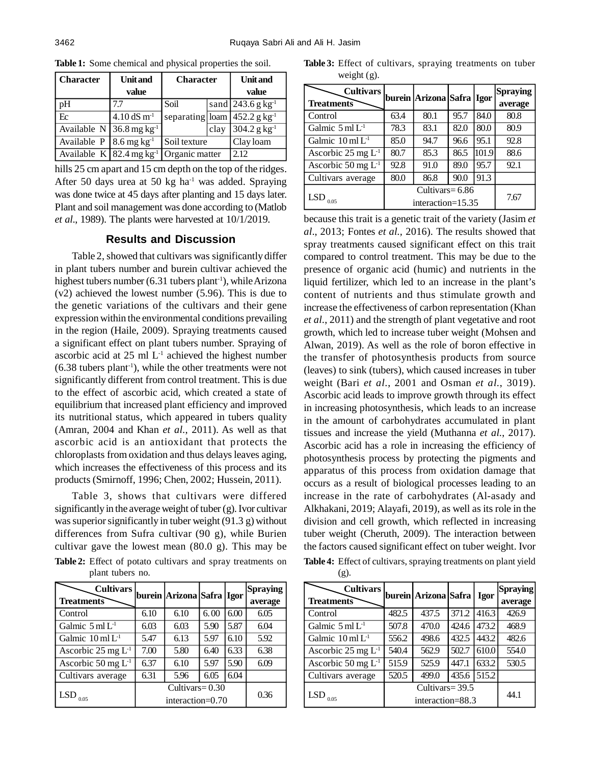**Table 1:** Some chemical and physical properties the soil.

| Character | Unit and value | Character | | Unit and value |
|---|---|---|---|---|
| pH | 7.7 | Soil separating | sand | 243.6 g kg$^{-1}$ |
| Ec | 4.10 dS m$^{-1}$ | | loam | 452.2 g kg$^{-1}$ |
| Available N | 36.8 mg kg$^{-1}$ | | clay | 304.2 g kg$^{-1}$ |
| Available P | 8.6 mg kg$^{-1}$ | Soil texture | | Clay loam |
| Available K | 82.4 mg kg$^{-1}$ | Organic matter | | 2.12 |

hills 25 cm apart and 15 cm depth on the top of the ridges. After 50 days urea at 50 kg ha$^{-1}$ was added. Spraying was done twice at 45 days after planting and 15 days later. Plant and soil management was done according to (Matlob *et al*., 1989). The plants were harvested at 10/1/2019.

## Results and Discussion

Table 2, showed that cultivars was significantly differ in plant tubers number and burein cultivar achieved the highest tubers number (6.31 tubers plant$^{-1}$), while Arizona (v2) achieved the lowest number (5.96). This is due to the genetic variations of the cultivars and their gene expression within the environmental conditions prevailing in the region (Haile, 2009). Spraying treatments caused a significant effect on plant tubers number. Spraying of ascorbic acid at 25 ml L$^{-1}$ achieved the highest number (6.38 tubers plant$^{-1}$), while the other treatments were not significantly different from control treatment. This is due to the effect of ascorbic acid, which created a state of equilibrium that increased plant efficiency and improved its nutritional status, which appeared in tubers quality (Amran, 2004 and Khan *et al.*, 2011). As well as that ascorbic acid is an antioxidant that protects the chloroplasts from oxidation and thus delays leaves aging, which increases the effectiveness of this process and its products (Smirnoff, 1996; Chen, 2002; Hussein, 2011).

Table 3, shows that cultivars were differed significantly in the average weight of tuber (g). Ivor cultivar was superior significantly in tuber weight (91.3 g) without differences from Sufra cultivar (90 g), while Burien cultivar gave the lowest mean (80.0 g). This may be because this trait is a genetic trait of the variety (Jasim *et al*., 2013; Fontes *et al.,* 2016). The results showed that spray treatments caused significant effect on this trait compared to control treatment. This may be due to the presence of organic acid (humic) and nutrients in the liquid fertilizer, which led to an increase in the plant's content of nutrients and thus stimulate growth and increase the effectiveness of carbon representation (Khan *et al.*, 2011) and the strength of plant vegetative and root growth, which led to increase tuber weight (Mohsen and Alwan, 2019). As well as the role of boron effective in the transfer of photosynthesis products from source (leaves) to sink (tubers), which caused increases in tuber weight (Bari *et al.*, 2001 and Osman *et al.*, 3019). Ascorbic acid leads to improve growth through its effect in increasing photosynthesis, which leads to an increase in the amount of carbohydrates accumulated in plant tissues and increase the yield (Muthanna *et al.*, 2017). Ascorbic acid has a role in increasing the efficiency of photosynthesis process by protecting the pigments and apparatus of this process from oxidation damage that occurs as a result of biological processes leading to an increase in the rate of carbohydrates (Al-asady and Alkhakani, 2019; Alayafi, 2019), as well as its role in the division and cell growth, which reflected in increasing tuber weight (Cheruth, 2009). The interaction between the factors caused significant effect on tuber weight. Ivor

**Table 2:** Effect of potato cultivars and spray treatments on plant tubers no.

| Treatments \ Cultivars | burein | Arizona | Safra | Igor | Spraying average |
|---|---|---|---|---|---|
| Control | 6.10 | 6.10 | 6.00 | 6.00 | 6.05 |
| Galmic 5 ml L$^{-1}$ | 6.03 | 6.03 | 5.90 | 5.87 | 6.04 |
| Galmic 10 ml L$^{-1}$ | 5.47 | 6.13 | 5.97 | 6.10 | 5.92 |
| Ascorbic 25 mg L$^{-1}$ | 7.00 | 5.80 | 6.40 | 6.33 | 6.38 |
| Ascorbic 50 mg L$^{-1}$ | 6.37 | 6.10 | 5.97 | 5.90 | 6.09 |
| Cultivars average | 6.31 | 5.96 | 6.05 | 6.04 | |
| LSD $_{0.05}$ | Cultivars= 0.30 interaction=0.70 | | | | 0.36 |

**Table 3:** Effect of cultivars, spraying treatments on tuber weight (g).

| Treatments \ Cultivars | burein | Arizona | Safra | Igor | Spraying average |
|---|---|---|---|---|---|
| Control | 63.4 | 80.1 | 95.7 | 84.0 | 80.8 |
| Galmic 5 ml L$^{-1}$ | 78.3 | 83.1 | 82.0 | 80.0 | 80.9 |
| Galmic 10 ml L$^{-1}$ | 85.0 | 94.7 | 96.6 | 95.1 | 92.8 |
| Ascorbic 25 mg L$^{-1}$ | 80.7 | 85.3 | 86.5 | 101.9 | 88.6 |
| Ascorbic 50 mg L$^{-1}$ | 92.8 | 91.0 | 89.0 | 95.7 | 92.1 |
| Cultivars average | 80.0 | 86.8 | 90.0 | 91.3 | |
| LSD $_{0.05}$ | Cultivars= 6.86 interaction=15.35 | | | | 7.67 |

**Table 4:** Effect of cultivars, spraying treatments on plant yield (g).

| Treatments \ Cultivars | burein | Arizona | Safra | Igor | Spraying average |
|---|---|---|---|---|---|
| Control | 482.5 | 437.5 | 371.2 | 416.3 | 426.9 |
| Galmic 5 ml L$^{-1}$ | 507.8 | 470.0 | 424.6 | 473.2 | 468.9 |
| Galmic 10 ml L$^{-1}$ | 556.2 | 498.6 | 432.5 | 443.2 | 482.6 |
| Ascorbic 25 mg L$^{-1}$ | 540.4 | 562.9 | 502.7 | 610.0 | 554.0 |
| Ascorbic 50 mg L$^{-1}$ | 515.9 | 525.9 | 447.1 | 633.2 | 530.5 |
| Cultivars average | 520.5 | 499.0 | 435.6 | 515.2 | |
| LSD $_{0.05}$ | Cultivars= 39.5 interaction=88.3 | | | | 44.1 |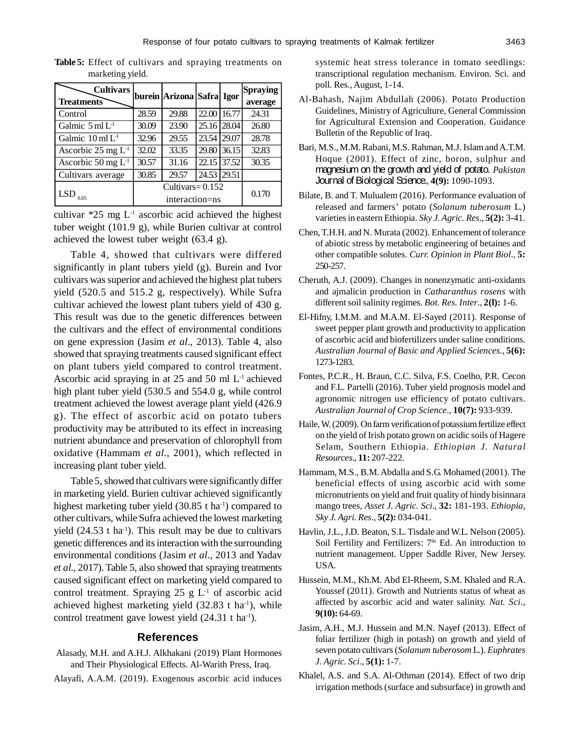**Table 5:** Effect of cultivars and spraying treatments on marketing yield.

| Treatments \ Cultivars | burein | Arizona | Safra | Igor | Spraying average |
|---|---|---|---|---|---|
| Control | 28.59 | 29.88 | 22.00 | 16.77 | 24.31 |
| Galmic 5 ml $L^{-1}$ | 30.09 | 23.90 | 25.16 | 28.04 | 26.80 |
| Galmic 10 ml $L^{-1}$ | 32.96 | 29.55 | 23.54 | 29.07 | 28.78 |
| Ascorbic 25 mg $L^{-1}$ | 32.02 | 33.35 | 29.80 | 36.15 | 32.83 |
| Ascorbic 50 mg $L^{-1}$ | 30.57 | 31.16 | 22.15 | 37.52 | 30.35 |
| Cultivars average | 30.85 | 29.57 | 24.53 | 29.51 | |
| $LSD_{0.05}$ | Cultivars= 0.152 interaction=ns | | | | 0.170 |

cultivar *25 mg $L^{-1}$ ascorbic acid achieved the highest tuber weight (101.9 g), while Burien cultivar at control achieved the lowest tuber weight (63.4 g).

Table 4, showed that cultivars were differed significantly in plant tubers yield (g). Burein and Ivor cultivars was superior and achieved the highest plat tubers yield (520.5 and 515.2 g, respectively). While Sufra cultivar achieved the lowest plant tubers yield of 430 g. This result was due to the genetic differences between the cultivars and the effect of environmental conditions on gene expression (Jasim *et al*., 2013). Table 4, also showed that spraying treatments caused significant effect on plant tubers yield compared to control treatment. Ascorbic acid spraying in at 25 and 50 ml $L^{-1}$ achieved high plant tuber yield (530.5 and 554.0 g, while control treatment achieved the lowest average plant yield (426.9 g). The effect of ascorbic acid on potato tubers productivity may be attributed to its effect in increasing nutrient abundance and preservation of chlorophyll from oxidative (Hammam *et al.*, 2001), which reflected in increasing plant tuber yield.

Table 5, showed that cultivars were significantly differ in marketing yield. Burien cultivar achieved significantly highest marketing tuber yield (30.85 t $ha^{-1}$) compared to other cultivars, while Sufra achieved the lowest marketing yield (24.53 t $ha^{-1}$). This result may be due to cultivars genetic differences and its interaction with the surrounding environmental conditions (Jasim *et al*., 2013 and Yadav *et al*., 2017). Table 5, also showed that spraying treatments caused significant effect on marketing yield compared to control treatment. Spraying 25 g $L^{-1}$ of ascorbic acid achieved highest marketing yield (32.83 t $ha^{-1}$), while control treatment gave lowest yield (24.31 t $ha^{-1}$).

## References

Alasady, M.H. and A.H.J. Alkhakani (2019) Plant Hormones and Their Physiological Effects. Al-Warith Press, Iraq.

Alayafi, A.A.M. (2019). Exogenous ascorbic acid induces systemic heat stress tolerance in tomato seedlings: transcriptional regulation mechanism. Environ. Sci. and poll. Res., August, 1-14.

Al-Bahash, Najim Abdullah (2006). Potato Production Guidelines, Ministry of Agriculture, General Commission for Agricultural Extension and Cooperation. Guidance Bulletin of the Republic of Iraq.

Bari, M.S., M.M. Rabani, M.S. Rahman, M.J. Islam and A.T.M. Hoque (2001). Effect of zinc, boron, sulphur and magnesium on the growth and yield of potato. *Pakistan* Journal of Biological Science., **4(9):** 1090-1093.

Bilate, B. and T. Mulualem (2016). Performance evaluation of released and farmers' potato (*Solanum tuberosum* L.) varieties in eastern Ethiopia. *Sky J. Agric. Res*., **5(2):** 3-41.

Chen, T.H.H. and N. Murata (2002). Enhancement of tolerance of abiotic stress by metabolic engineering of betaines and other compatible solutes. *Curr. Opinion in Plant Biol*., **5:** 250-257.

Cheruth, A.J. (2009). Changes in nonenzymatic anti-oxidants and ajmalicin production in *Catharanthus rosens* with different soil salinity regimes. *Bot. Res. Inter*., **2(l):** 1-6.

El-Hifny, I.M.M. and M.A.M. El-Sayed (2011). Response of sweet pepper plant growth and productivity to application of ascorbic acid and biofertilizers under saline conditions. *Australian Journal of Basic and Applied Sciences.*, **5(6):** 1273-1283.

Fontes, P.C.R., H. Braun, C.C. Silva, F.S. Coelho, P.R. Cecon and F.L. Partelli (2016). Tuber yield prognosis model and agronomic nitrogen use efficiency of potato cultivars. *Australian Journal of Crop Science*., **10(7):** 933-939.

Haile, W. (2009). On farm verification of potassium fertilize effect on the yield of Irish potato grown on acidic soils of Hagere Selam, Southern Ethiopia. *Ethiopian J. Natural Resources*., **11:** 207-222.

Hammam, M.S., B.M. Abdalla and S.G. Mohamed (2001). The beneficial effects of using ascorbic acid with some micronutrients on yield and fruit quality of hindy bisinnara mango trees, *Asset J. Agric. Sci*., **32:** 181-193. *Ethiopia, Sky J. Agri. Res*., **5(2):** 034-041.

Havlin, J.L., J.D. Beaton, S.L. Tisdale and W.L. Nelson (2005). Soil Fertility and Fertilizers: 7th Ed. An introduction to nutrient management. Upper Saddle River, New Jersey. USA.

Hussein, M.M., Kh.M. Abd El-Rheem, S.M. Khaled and R.A. Youssef (2011). Growth and Nutrients status of wheat as affected by ascorbic acid and water salinity. *Nat. Sci*., **9(10):** 64-69.

Jasim, A.H., M.J. Hussein and M.N. Nayef (2013). Effect of foliar fertilizer (high in potash) on growth and yield of seven potato cultivars (*Solanum tuberosom* L.). *Euphrates J. Agric. Sci*., **5(1):** 1-7.

Khalel, A.S. and S.A. Al-Othman (2014). Effect of two drip irrigation methods (surface and subsurface) in growth and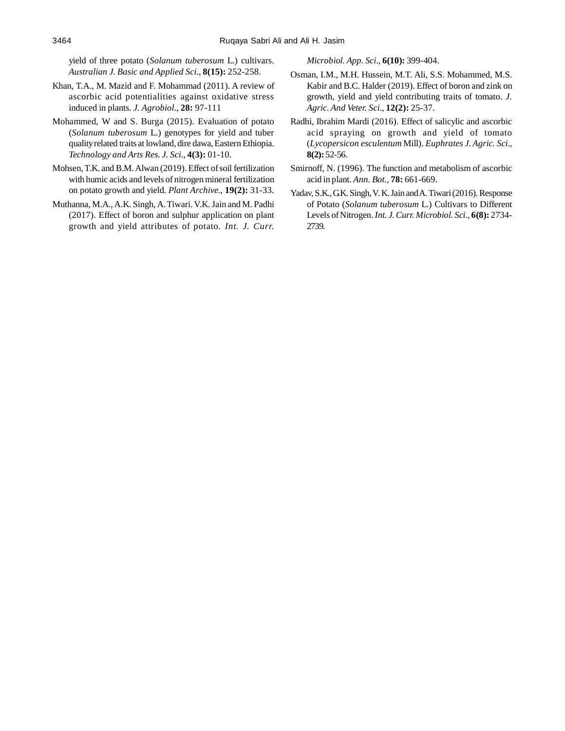yield of three potato (*Solanum tuberosum* L.) cultivars. *Australian J. Basic and Applied Sci*., **8(15):** 252-258.

Khan, T.A., M. Mazid and F. Mohammad (2011). A review of ascorbic acid potentialities against oxidative stress induced in plants. *J. Agrobiol*., **28:** 97-111

Mohammed, W and S. Burga (2015). Evaluation of potato (*Solanum tuberosum* L.) genotypes for yield and tuber quality related traits at lowland, dire dawa, Eastern Ethiopia. *Technology and Arts Res. J. Sci*., **4(3):** 01-10.

Mohsen, T.K. and B.M. Alwan (2019). Effect of soil fertilization with humic acids and levels of nitrogen mineral fertilization on potato growth and yield. *Plant Archive.*, **19(2):** 31-33.

Muthanna, M.A., A.K. Singh, A. Tiwari. V.K. Jain and M. Padhi (2017). Effect of boron and sulphur application on plant growth and yield attributes of potato. *Int. J. Curr. Microbiol. App. Sci*., **6(10):** 399-404.

Osman, I.M., M.H. Hussein, M.T. Ali, S.S. Mohammed, M.S. Kabir and B.C. Halder (2019). Effect of boron and zink on growth, yield and yield contributing traits of tomato. *J. Agric. And Veter. Sci*., **12(2):** 25-37.

Radhi, Ibrahim Mardi (2016). Effect of salicylic and ascorbic acid spraying on growth and yield of tomato (*Lycopersicon esculentum* Mill). *Euphrates J. Agric. Sci*., **8(2):** 52-56.

Smirnoff, N. (1996). The function and metabolism of ascorbic acid in plant. *Ann. Bot.*, **78:** 661-669.

Yadav, S.K., G.K. Singh, V. K. Jain and A. Tiwari (2016). Response of Potato (*Solanum tuberosum* L.) Cultivars to Different Levels of Nitrogen. *Int. J. Curr. Microbiol. Sci.*, **6(8):** 2734-2739.